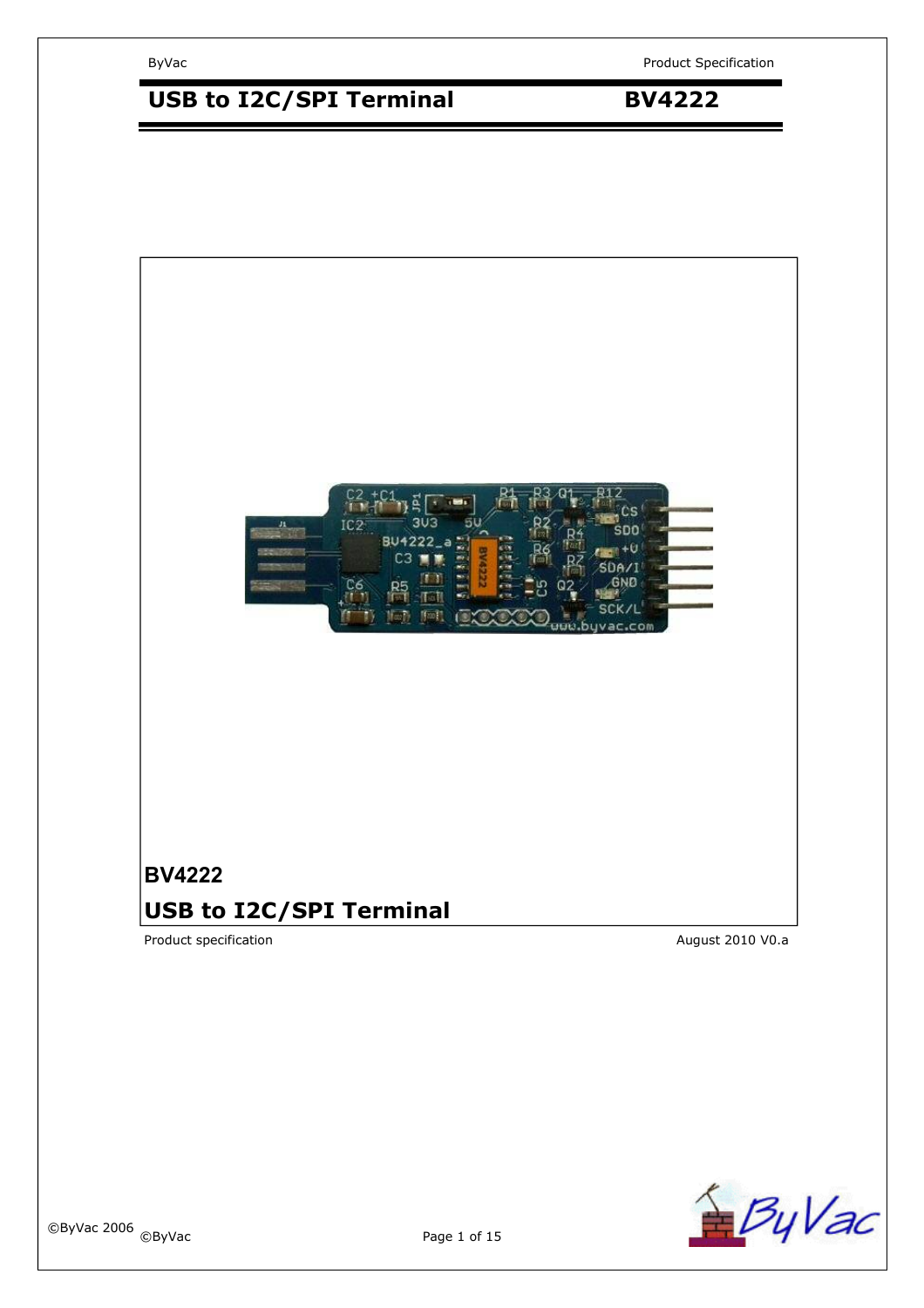# USB to I2C/SPI Terminal BV4222

## BV4222

## USB to I2C/SPI Terminal

Product specification

August 2010 V0.a

©ByVac 2006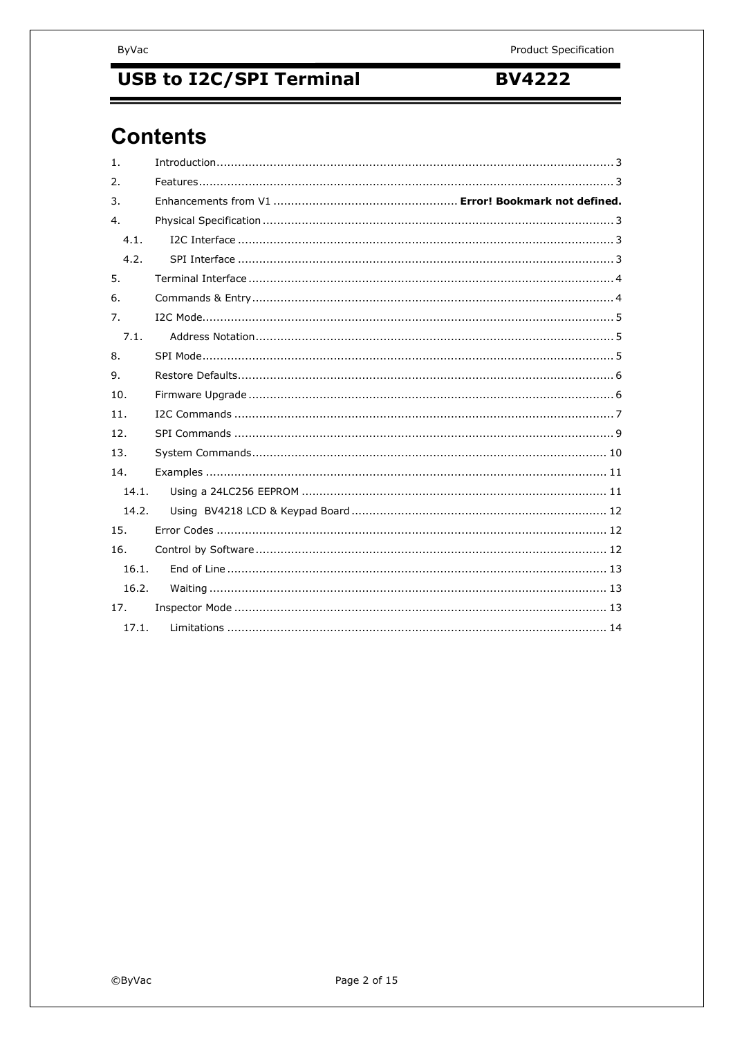# Contents

1. Introduction ........ 3
2. Features ........ 3
3. Enhancements from V1 ........ **Error! Bookmark not defined.**
4. Physical Specification ........ 3
   - 4.1. I2C Interface ........ 3
   - 4.2. SPI Interface ........ 3
5. Terminal Interface ........ 4
6. Commands & Entry ........ 4
7. I2C Mode ........ 5
   - 7.1. Address Notation ........ 5
8. SPI Mode ........ 5
9. Restore Defaults ........ 6
10. Firmware Upgrade ........ 6
11. I2C Commands ........ 7
12. SPI Commands ........ 9
13. System Commands ........ 10
14. Examples ........ 11
    - 14.1. Using a 24LC256 EEPROM ........ 11
    - 14.2. Using BV4218 LCD & Keypad Board ........ 12
15. Error Codes ........ 12
16. Control by Software ........ 12
    - 16.1. End of Line ........ 13
    - 16.2. Waiting ........ 13
17. Inspector Mode ........ 13
    - 17.1. Limitations ........ 14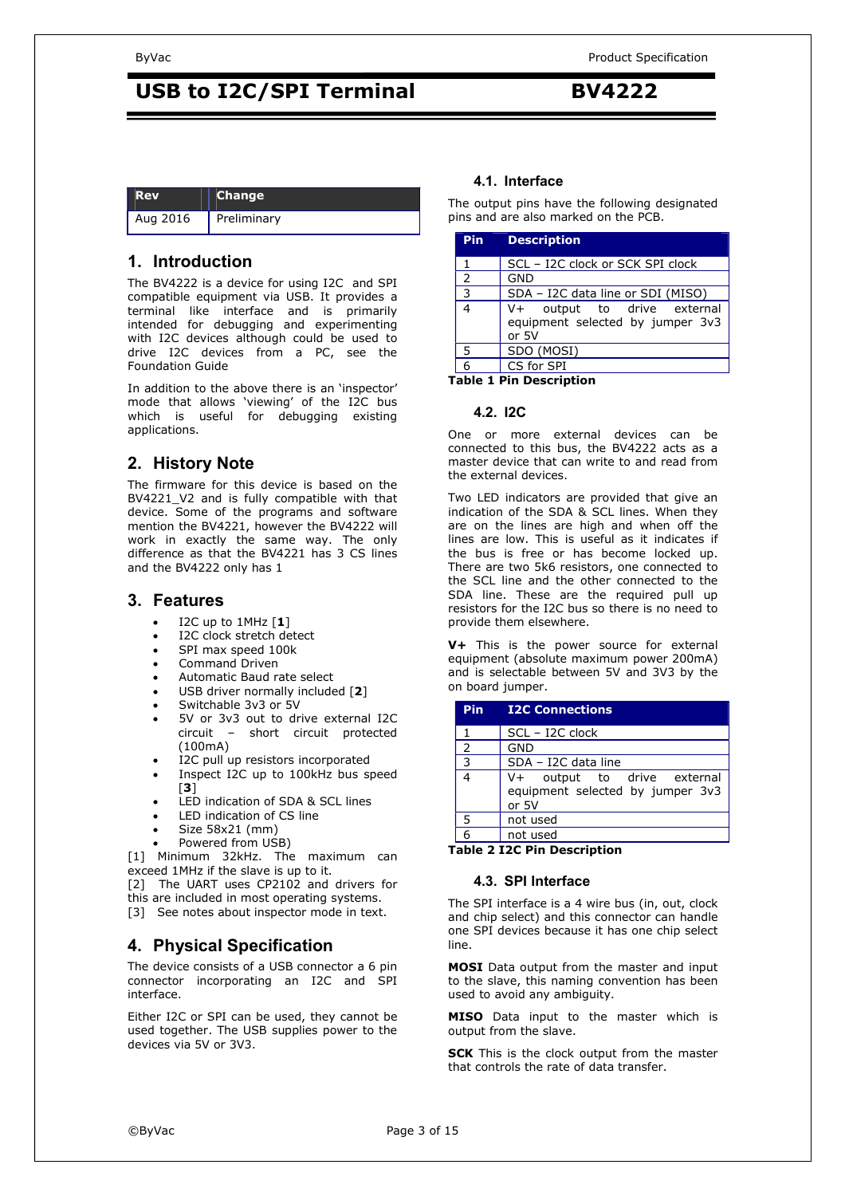| Rev | Change |
| --- | --- |
| Aug 2016 | Preliminary |

## 1. Introduction

The BV4222 is a device for using I2C and SPI compatible equipment via USB. It provides a terminal like interface and is primarily intended for debugging and experimenting with I2C devices although could be used to drive I2C devices from a PC, see the Foundation Guide

In addition to the above there is an 'inspector' mode that allows 'viewing' of the I2C bus which is useful for debugging existing applications.

## 2. History Note

The firmware for this device is based on the BV4221_V2 and is fully compatible with that device. Some of the programs and software mention the BV4221, however the BV4222 will work in exactly the same way. The only difference as that the BV4221 has 3 CS lines and the BV4222 only has 1

## 3. Features

- I2C up to 1MHz [**1**]
- I2C clock stretch detect
- SPI max speed 100k
- Command Driven
- Automatic Baud rate select
- USB driver normally included [**2**]
- Switchable 3v3 or 5V
- 5V or 3v3 out to drive external I2C circuit – short circuit protected (100mA)
- I2C pull up resistors incorporated
- Inspect I2C up to 100kHz bus speed [**3**]
- LED indication of SDA & SCL lines
- LED indication of CS line
- Size 58x21 (mm)
- Powered from USB)

[1] Minimum 32kHz. The maximum can exceed 1MHz if the slave is up to it.
[2] The UART uses CP2102 and drivers for this are included in most operating systems.
[3] See notes about inspector mode in text.

## 4. Physical Specification

The device consists of a USB connector a 6 pin connector incorporating an I2C and SPI interface.

Either I2C or SPI can be used, they cannot be used together. The USB supplies power to the devices via 5V or 3V3.

### 4.1. Interface

The output pins have the following designated pins and are also marked on the PCB.

| Pin | Description |
| --- | --- |
| 1 | SCL – I2C clock or SCK SPI clock |
| 2 | GND |
| 3 | SDA – I2C data line or SDI (MISO) |
| 4 | V+ output to drive external equipment selected by jumper 3v3 or 5V |
| 5 | SDO (MOSI) |
| 6 | CS for SPI |

**Table 1 Pin Description**

### 4.2. I2C

One or more external devices can be connected to this bus, the BV4222 acts as a master device that can write to and read from the external devices.

Two LED indicators are provided that give an indication of the SDA & SCL lines. When they are on the lines are high and when off the lines are low. This is useful as it indicates if the bus is free or has become locked up. There are two 5k6 resistors, one connected to the SCL line and the other connected to the SDA line. These are the required pull up resistors for the I2C bus so there is no need to provide them elsewhere.

**V+** This is the power source for external equipment (absolute maximum power 200mA) and is selectable between 5V and 3V3 by the on board jumper.

| Pin | I2C Connections |
| --- | --- |
| 1 | SCL – I2C clock |
| 2 | GND |
| 3 | SDA – I2C data line |
| 4 | V+ output to drive external equipment selected by jumper 3v3 or 5V |
| 5 | not used |
| 6 | not used |

**Table 2 I2C Pin Description**

### 4.3. SPI Interface

The SPI interface is a 4 wire bus (in, out, clock and chip select) and this connector can handle one SPI devices because it has one chip select line.

**MOSI** Data output from the master and input to the slave, this naming convention has been used to avoid any ambiguity.

**MISO** Data input to the master which is output from the slave.

**SCK** This is the clock output from the master that controls the rate of data transfer.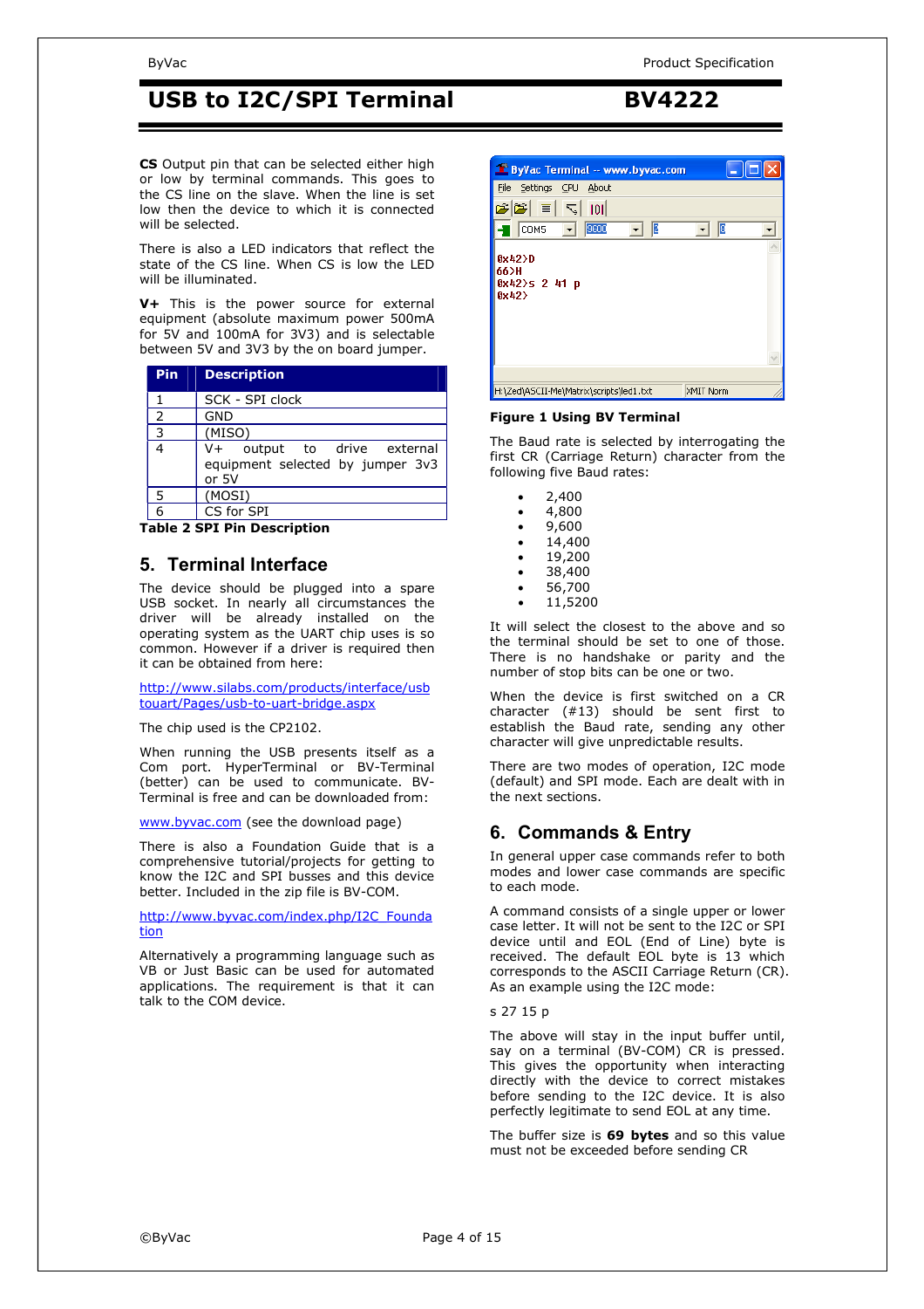**CS** Output pin that can be selected either high or low by terminal commands. This goes to the CS line on the slave. When the line is set low then the device to which it is connected will be selected.

There is also a LED indicators that reflect the state of the CS line. When CS is low the LED will be illuminated.

**V+** This is the power source for external equipment (absolute maximum power 500mA for 5V and 100mA for 3V3) and is selectable between 5V and 3V3 by the on board jumper.

| Pin | Description |
|---|---|
| 1 | SCK - SPI clock |
| 2 | GND |
| 3 | (MISO) |
| 4 | V+ output to drive external equipment selected by jumper 3v3 or 5V |
| 5 | (MOSI) |
| 6 | CS for SPI |

**Table 2 SPI Pin Description**

## 5. Terminal Interface

The device should be plugged into a spare USB socket. In nearly all circumstances the driver will be already installed on the operating system as the UART chip uses is so common. However if a driver is required then it can be obtained from here:

http://www.silabs.com/products/interface/usbtouart/Pages/usb-to-uart-bridge.aspx

The chip used is the CP2102.

When running the USB presents itself as a Com port. HyperTerminal or BV-Terminal (better) can be used to communicate. BV-Terminal is free and can be downloaded from:

www.byvac.com (see the download page)

There is also a Foundation Guide that is a comprehensive tutorial/projects for getting to know the I2C and SPI busses and this device better. Included in the zip file is BV-COM.

http://www.byvac.com/index.php/I2C_Foundation

Alternatively a programming language such as VB or Just Basic can be used for automated applications. The requirement is that it can talk to the COM device.

**Figure 1 Using BV Terminal**

The Baud rate is selected by interrogating the first CR (Carriage Return) character from the following five Baud rates:

- 2,400
- 4,800
- 9,600
- 14,400
- 19,200
- 38,400
- 56,700
- 11,5200

It will select the closest to the above and so the terminal should be set to one of those. There is no handshake or parity and the number of stop bits can be one or two.

When the device is first switched on a CR character (#13) should be sent first to establish the Baud rate, sending any other character will give unpredictable results.

There are two modes of operation, I2C mode (default) and SPI mode. Each are dealt with in the next sections.

## 6. Commands & Entry

In general upper case commands refer to both modes and lower case commands are specific to each mode.

A command consists of a single upper or lower case letter. It will not be sent to the I2C or SPI device until and EOL (End of Line) byte is received. The default EOL byte is 13 which corresponds to the ASCII Carriage Return (CR). As an example using the I2C mode:

s 27 15 p

The above will stay in the input buffer until, say on a terminal (BV-COM) CR is pressed. This gives the opportunity when interacting directly with the device to correct mistakes before sending to the I2C device. It is also perfectly legitimate to send EOL at any time.

The buffer size is **69 bytes** and so this value must not be exceeded before sending CR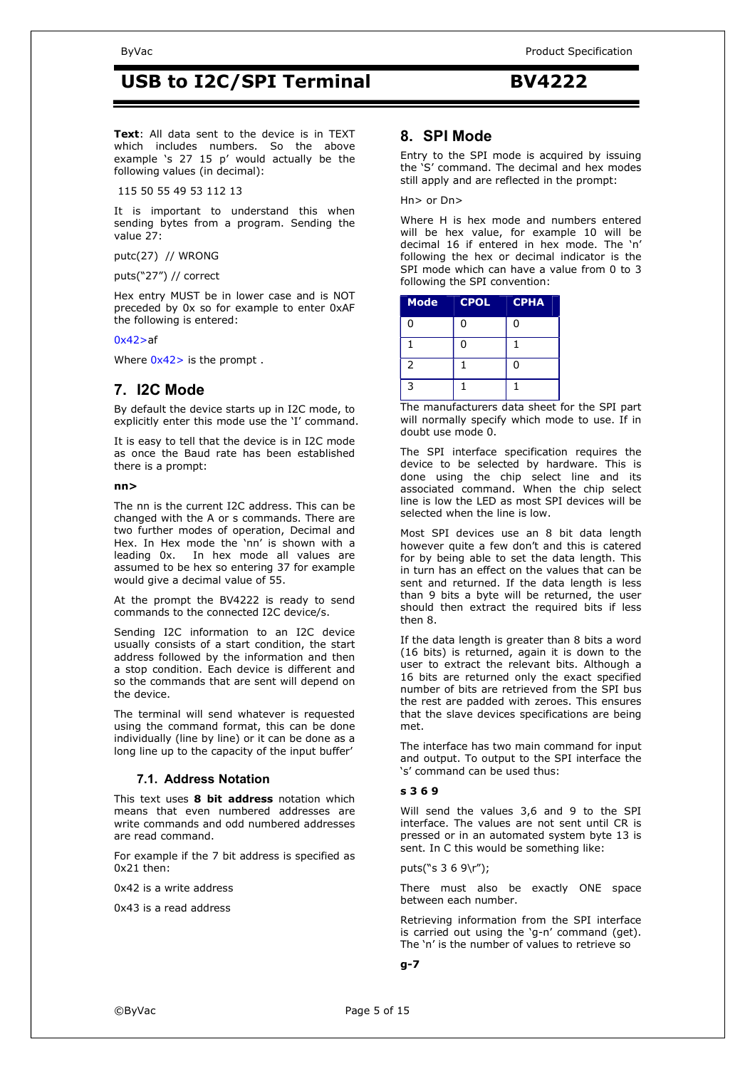**Text**: All data sent to the device is in TEXT which includes numbers. So the above example 's 27 15 p' would actually be the following values (in decimal):

115 50 55 49 53 112 13

It is important to understand this when sending bytes from a program. Sending the value 27:

putc(27) // WRONG

puts("27") // correct

Hex entry MUST be in lower case and is NOT preceded by 0x so for example to enter 0xAF the following is entered:

0x42>af

Where 0x42> is the prompt .

## 7. I2C Mode

By default the device starts up in I2C mode, to explicitly enter this mode use the 'I' command.

It is easy to tell that the device is in I2C mode as once the Baud rate has been established there is a prompt:

**nn>**

The nn is the current I2C address. This can be changed with the A or s commands. There are two further modes of operation, Decimal and Hex. In Hex mode the 'nn' is shown with a leading 0x. In hex mode all values are assumed to be hex so entering 37 for example would give a decimal value of 55.

At the prompt the BV4222 is ready to send commands to the connected I2C device/s.

Sending I2C information to an I2C device usually consists of a start condition, the start address followed by the information and then a stop condition. Each device is different and so the commands that are sent will depend on the device.

The terminal will send whatever is requested using the command format, this can be done individually (line by line) or it can be done as a long line up to the capacity of the input buffer'

### 7.1. Address Notation

This text uses **8 bit address** notation which means that even numbered addresses are write commands and odd numbered addresses are read command.

For example if the 7 bit address is specified as 0x21 then:

0x42 is a write address

0x43 is a read address

## 8. SPI Mode

Entry to the SPI mode is acquired by issuing the 'S' command. The decimal and hex modes still apply and are reflected in the prompt:

Hn> or Dn>

Where H is hex mode and numbers entered will be hex value, for example 10 will be decimal 16 if entered in hex mode. The 'n' following the hex or decimal indicator is the SPI mode which can have a value from 0 to 3 following the SPI convention:

| Mode | CPOL | CPHA |
|---|---|---|
| 0 | 0 | 0 |
| 1 | 0 | 1 |
| 2 | 1 | 0 |
| 3 | 1 | 1 |

The manufacturers data sheet for the SPI part will normally specify which mode to use. If in doubt use mode 0.

The SPI interface specification requires the device to be selected by hardware. This is done using the chip select line and its associated command. When the chip select line is low the LED as most SPI devices will be selected when the line is low.

Most SPI devices use an 8 bit data length however quite a few don't and this is catered for by being able to set the data length. This in turn has an effect on the values that can be sent and returned. If the data length is less than 9 bits a byte will be returned, the user should then extract the required bits if less then 8.

If the data length is greater than 8 bits a word (16 bits) is returned, again it is down to the user to extract the relevant bits. Although a 16 bits are returned only the exact specified number of bits are retrieved from the SPI bus the rest are padded with zeroes. This ensures that the slave devices specifications are being met.

The interface has two main command for input and output. To output to the SPI interface the 's' command can be used thus:

**s 3 6 9**

Will send the values 3,6 and 9 to the SPI interface. The values are not sent until CR is pressed or in an automated system byte 13 is sent. In C this would be something like:

puts("s 3 6 9\r");

There must also be exactly ONE space between each number.

Retrieving information from the SPI interface is carried out using the 'g-n' command (get). The 'n' is the number of values to retrieve so

**g-7**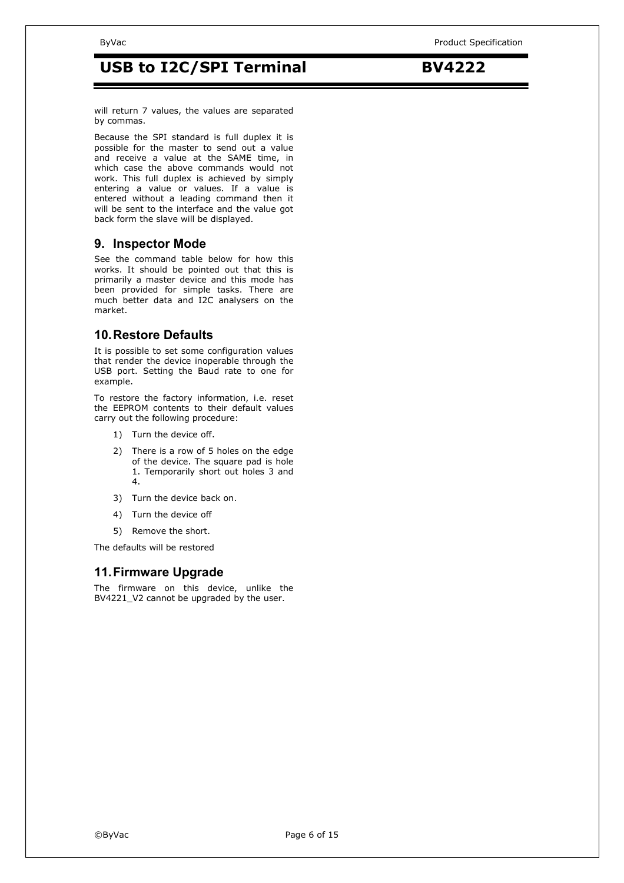will return 7 values, the values are separated by commas.

Because the SPI standard is full duplex it is possible for the master to send out a value and receive a value at the SAME time, in which case the above commands would not work. This full duplex is achieved by simply entering a value or values. If a value is entered without a leading command then it will be sent to the interface and the value got back form the slave will be displayed.

## 9. Inspector Mode

See the command table below for how this works. It should be pointed out that this is primarily a master device and this mode has been provided for simple tasks. There are much better data and I2C analysers on the market.

## 10. Restore Defaults

It is possible to set some configuration values that render the device inoperable through the USB port. Setting the Baud rate to one for example.

To restore the factory information, i.e. reset the EEPROM contents to their default values carry out the following procedure:

1) Turn the device off.
2) There is a row of 5 holes on the edge of the device. The square pad is hole 1. Temporarily short out holes 3 and 4.
3) Turn the device back on.
4) Turn the device off
5) Remove the short.

The defaults will be restored

## 11. Firmware Upgrade

The firmware on this device, unlike the BV4221_V2 cannot be upgraded by the user.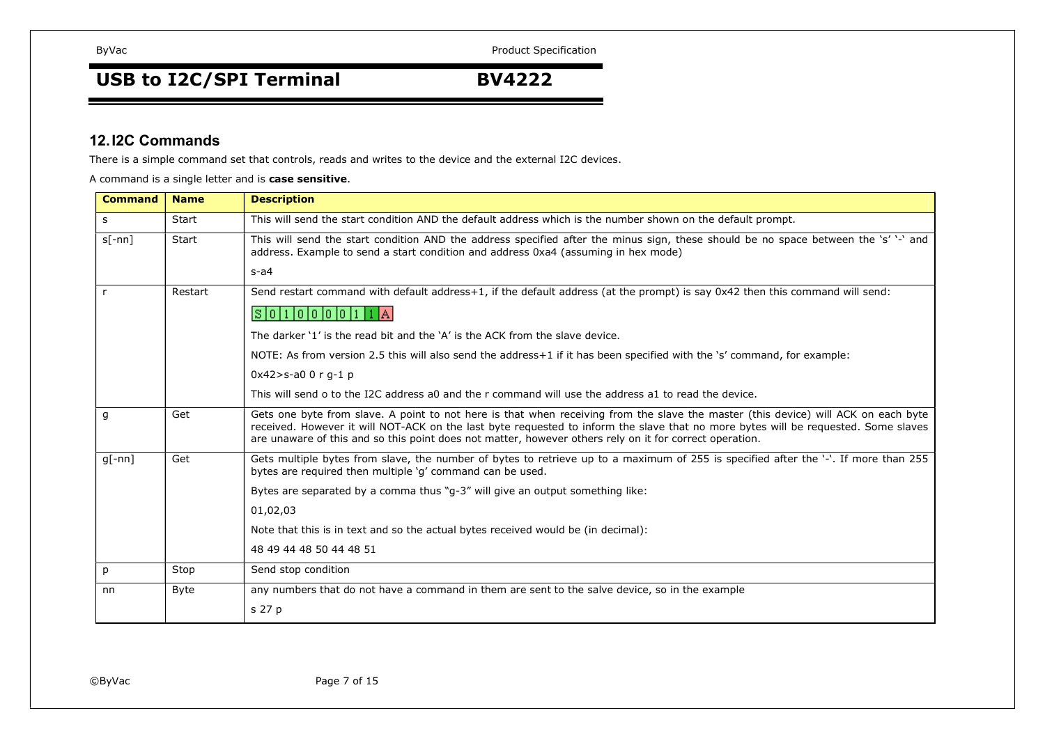## 12. I2C Commands

There is a simple command set that controls, reads and writes to the device and the external I2C devices.

A command is a single letter and is **case sensitive**.

| Command | Name | Description |
|---|---|---|
| s | Start | This will send the start condition AND the default address which is the number shown on the default prompt. |
| s[-nn] | Start | This will send the start condition AND the address specified after the minus sign, these should be no space between the 's' '-' and address. Example to send a start condition and address 0xa4 (assuming in hex mode)<br><br>s-a4 |
| r | Restart | Send restart command with default address+1, if the default address (at the prompt) is say 0x42 then this command will send:<br><br>S 0 1 0 0 0 0 1 1 A<br><br>The darker '1' is the read bit and the 'A' is the ACK from the slave device.<br><br>NOTE: As from version 2.5 this will also send the address+1 if it has been specified with the 's' command, for example:<br><br>0x42>s-a0 0 r g-1 p<br><br>This will send o to the I2C address a0 and the r command will use the address a1 to read the device. |
| g | Get | Gets one byte from slave. A point to not here is that when receiving from the slave the master (this device) will ACK on each byte received. However it will NOT-ACK on the last byte requested to inform the slave that no more bytes will be requested. Some slaves are unaware of this and so this point does not matter, however others rely on it for correct operation. |
| g[-nn] | Get | Gets multiple bytes from slave, the number of bytes to retrieve up to a maximum of 255 is specified after the '-'. If more than 255 bytes are required then multiple 'g' command can be used.<br><br>Bytes are separated by a comma thus "g-3" will give an output something like:<br><br>01,02,03<br><br>Note that this is in text and so the actual bytes received would be (in decimal):<br><br>48 49 44 48 50 44 48 51 |
| p | Stop | Send stop condition |
| nn | Byte | any numbers that do not have a command in them are sent to the salve device, so in the example<br><br>s 27 p |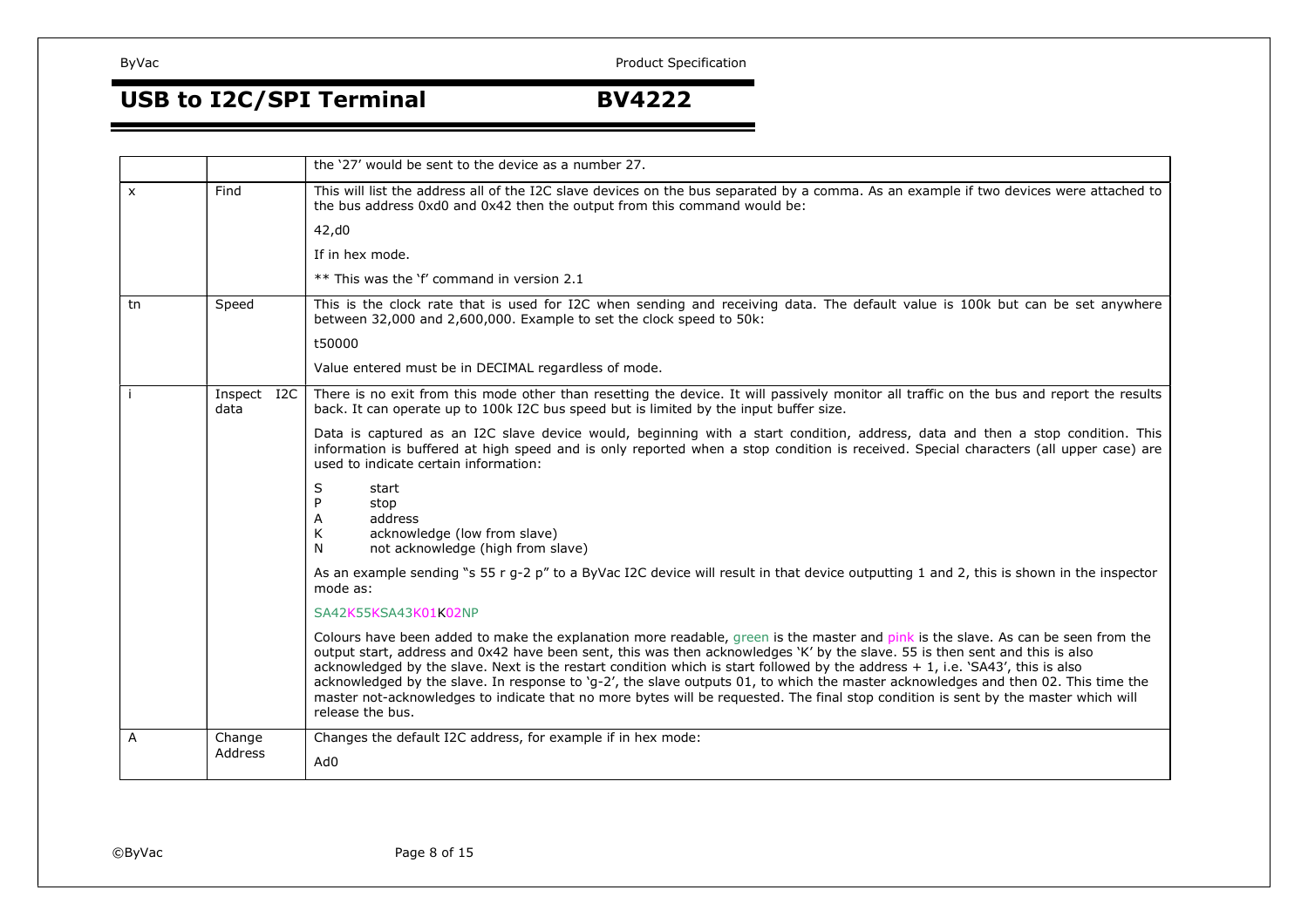| | | the '27' would be sent to the device as a number 27. |
|---|---|---|
| x | Find | This will list the address all of the I2C slave devices on the bus separated by a comma. As an example if two devices were attached to the bus address 0xd0 and 0x42 then the output from this command would be:<br><br>42,d0<br><br>If in hex mode.<br><br>** This was the 'f' command in version 2.1 |
| tn | Speed | This is the clock rate that is used for I2C when sending and receiving data. The default value is 100k but can be set anywhere between 32,000 and 2,600,000. Example to set the clock speed to 50k:<br><br>t50000<br><br>Value entered must be in DECIMAL regardless of mode. |
| i | Inspect I2C data | There is no exit from this mode other than resetting the device. It will passively monitor all traffic on the bus and report the results back. It can operate up to 100k I2C bus speed but is limited by the input buffer size.<br><br>Data is captured as an I2C slave device would, beginning with a start condition, address, data and then a stop condition. This information is buffered at high speed and is only reported when a stop condition is received. Special characters (all upper case) are used to indicate certain information:<br><br>S start<br>P stop<br>A address<br>K acknowledge (low from slave)<br>N not acknowledge (high from slave)<br><br>As an example sending "s 55 r g-2 p" to a ByVac I2C device will result in that device outputting 1 and 2, this is shown in the inspector mode as:<br><br>SA42K55KSA43K01K02NP<br><br>Colours have been added to make the explanation more readable, green is the master and pink is the slave. As can be seen from the output start, address and 0x42 have been sent, this was then acknowledges 'K' by the slave. 55 is then sent and this is also acknowledged by the slave. Next is the restart condition which is start followed by the address + 1, i.e. 'SA43', this is also acknowledged by the slave. In response to 'g-2', the slave outputs 01, to which the master acknowledges and then 02. This time the master not-acknowledges to indicate that no more bytes will be requested. The final stop condition is sent by the master which will release the bus. |
| A | Change Address | Changes the default I2C address, for example if in hex mode:<br><br>Ad0 |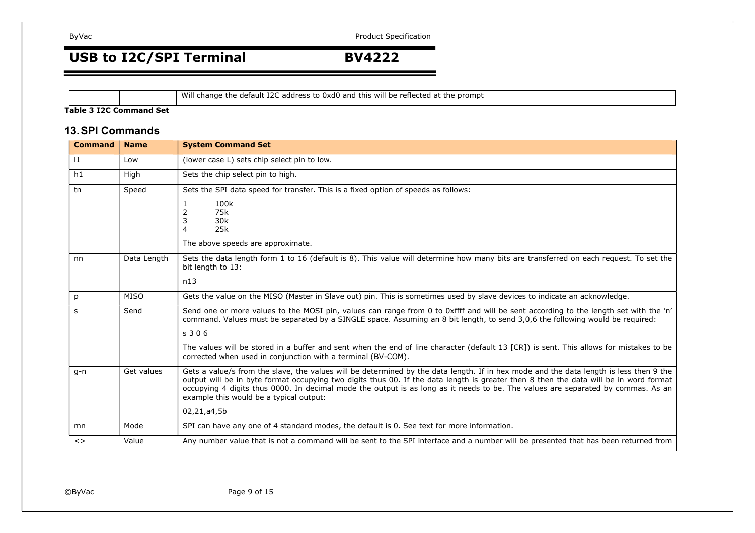| | | Will change the default I2C address to 0xd0 and this will be reflected at the prompt |
|---|---|---|

**Table 3 I2C Command Set**

## 13. SPI Commands

| Command | Name | System Command Set |
|---|---|---|
| l1 | Low | (lower case L) sets chip select pin to low. |
| h1 | High | Sets the chip select pin to high. |
| tn | Speed | Sets the SPI data speed for transfer. This is a fixed option of speeds as follows:<br><br>1 100k<br>2 75k<br>3 30k<br>4 25k<br><br>The above speeds are approximate. |
| nn | Data Length | Sets the data length form 1 to 16 (default is 8). This value will determine how many bits are transferred on each request. To set the bit length to 13:<br><br>n13 |
| p | MISO | Gets the value on the MISO (Master in Slave out) pin. This is sometimes used by slave devices to indicate an acknowledge. |
| s | Send | Send one or more values to the MOSI pin, values can range from 0 to 0xffff and will be sent according to the length set with the 'n' command. Values must be separated by a SINGLE space. Assuming an 8 bit length, to send 3,0,6 the following would be required:<br><br>s 3 0 6<br><br>The values will be stored in a buffer and sent when the end of line character (default 13 [CR]) is sent. This allows for mistakes to be corrected when used in conjunction with a terminal (BV-COM). |
| g-n | Get values | Gets a value/s from the slave, the values will be determined by the data length. If in hex mode and the data length is less then 9 the output will be in byte format occupying two digits thus 00. If the data length is greater then 8 then the data will be in word format occupying 4 digits thus 0000. In decimal mode the output is as long as it needs to be. The values are separated by commas. As an example this would be a typical output:<br><br>02,21,a4,5b |
| mn | Mode | SPI can have any one of 4 standard modes, the default is 0. See text for more information. |
| <> | Value | Any number value that is not a command will be sent to the SPI interface and a number will be presented that has been returned from |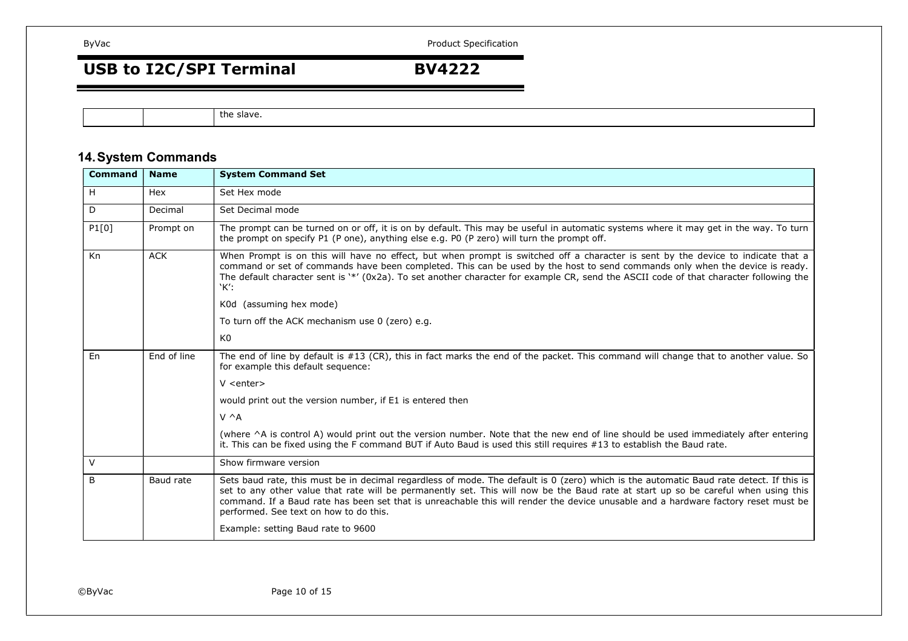| | | the slave. |
|---|---|---|

## 14. System Commands

| Command | Name | System Command Set |
|---|---|---|
| H | Hex | Set Hex mode |
| D | Decimal | Set Decimal mode |
| P1[0] | Prompt on | The prompt can be turned on or off, it is on by default. This may be useful in automatic systems where it may get in the way. To turn the prompt on specify P1 (P one), anything else e.g. P0 (P zero) will turn the prompt off. |
| Kn | ACK | When Prompt is on this will have no effect, but when prompt is switched off a character is sent by the device to indicate that a command or set of commands have been completed. This can be used by the host to send commands only when the device is ready. The default character sent is '*' (0x2a). To set another character for example CR, send the ASCII code of that character following the 'K':<br><br>K0d (assuming hex mode)<br><br>To turn off the ACK mechanism use 0 (zero) e.g.<br><br>K0 |
| En | End of line | The end of line by default is #13 (CR), this in fact marks the end of the packet. This command will change that to another value. So for example this default sequence:<br><br>V <enter><br><br>would print out the version number, if E1 is entered then<br><br>V ^A<br><br>(where ^A is control A) would print out the version number. Note that the new end of line should be used immediately after entering it. This can be fixed using the F command BUT if Auto Baud is used this still requires #13 to establish the Baud rate. |
| V | | Show firmware version |
| B | Baud rate | Sets baud rate, this must be in decimal regardless of mode. The default is 0 (zero) which is the automatic Baud rate detect. If this is set to any other value that rate will be permanently set. This will now be the Baud rate at start up so be careful when using this command. If a Baud rate has been set that is unreachable this will render the device unusable and a hardware factory reset must be performed. See text on how to do this.<br><br>Example: setting Baud rate to 9600 |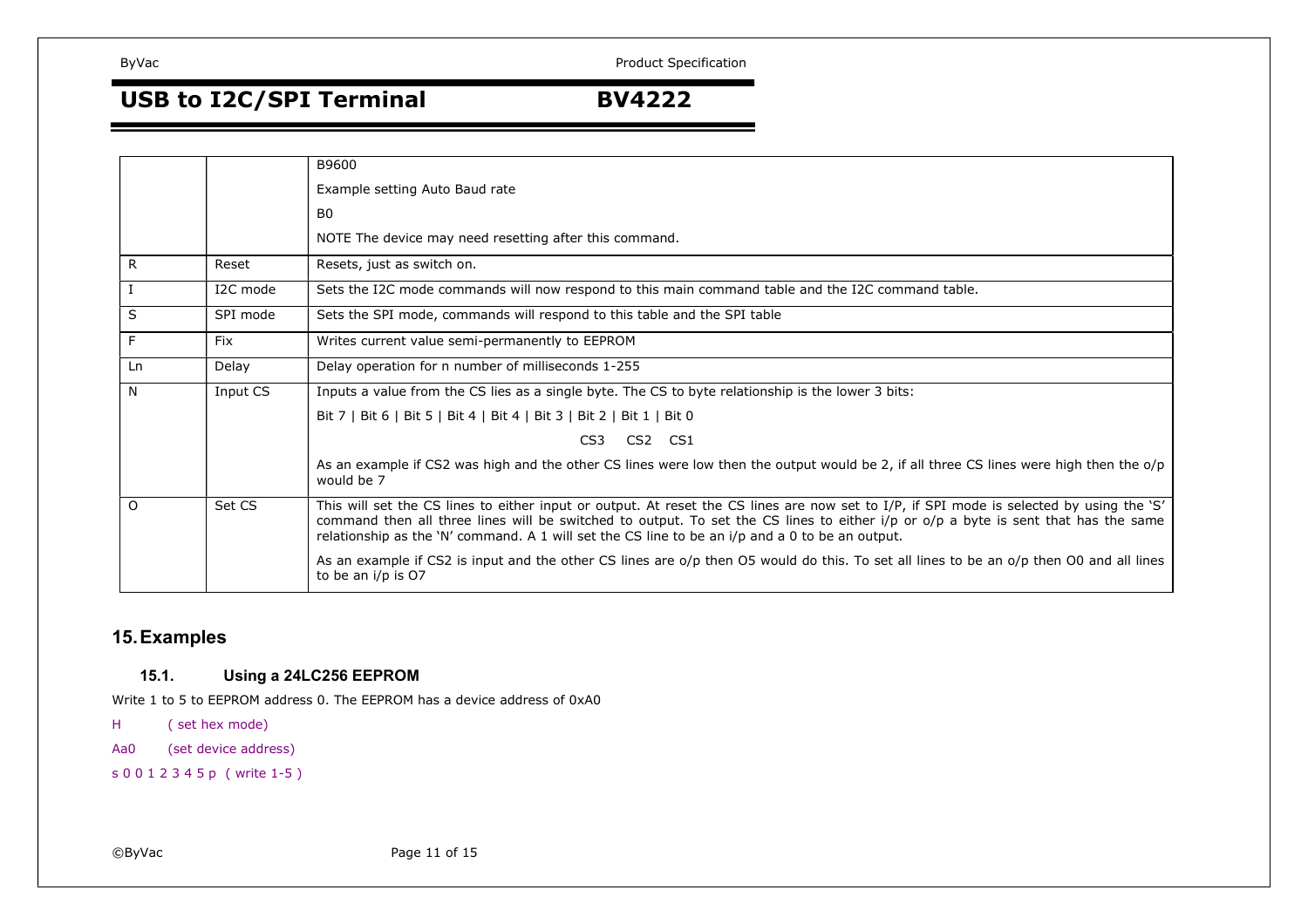| | | |
|---|---|---|
| | | B9600<br><br>Example setting Auto Baud rate<br><br>B0<br><br>NOTE The device may need resetting after this command. |
| R | Reset | Resets, just as switch on. |
| I | I2C mode | Sets the I2C mode commands will now respond to this main command table and the I2C command table. |
| S | SPI mode | Sets the SPI mode, commands will respond to this table and the SPI table |
| F | Fix | Writes current value semi-permanently to EEPROM |
| Ln | Delay | Delay operation for n number of milliseconds 1-255 |
| N | Input CS | Inputs a value from the CS lies as a single byte. The CS to byte relationship is the lower 3 bits:<br><br>Bit 7 \| Bit 6 \| Bit 5 \| Bit 4 \| Bit 4 \| Bit 3 \| Bit 2 \| Bit 1 \| Bit 0<br><br>CS3 CS2 CS1<br><br>As an example if CS2 was high and the other CS lines were low then the output would be 2, if all three CS lines were high then the o/p would be 7 |
| O | Set CS | This will set the CS lines to either input or output. At reset the CS lines are now set to I/P, if SPI mode is selected by using the 'S' command then all three lines will be switched to output. To set the CS lines to either i/p or o/p a byte is sent that has the same relationship as the 'N' command. A 1 will set the CS line to be an i/p and a 0 to be an output.<br><br>As an example if CS2 is input and the other CS lines are o/p then O5 would do this. To set all lines to be an o/p then O0 and all lines to be an i/p is O7 |

# 15. Examples

## 15.1. Using a 24LC256 EEPROM

Write 1 to 5 to EEPROM address 0. The EEPROM has a device address of 0xA0

H ( set hex mode)

Aa0 (set device address)

s 0 0 1 2 3 4 5 p ( write 1-5 )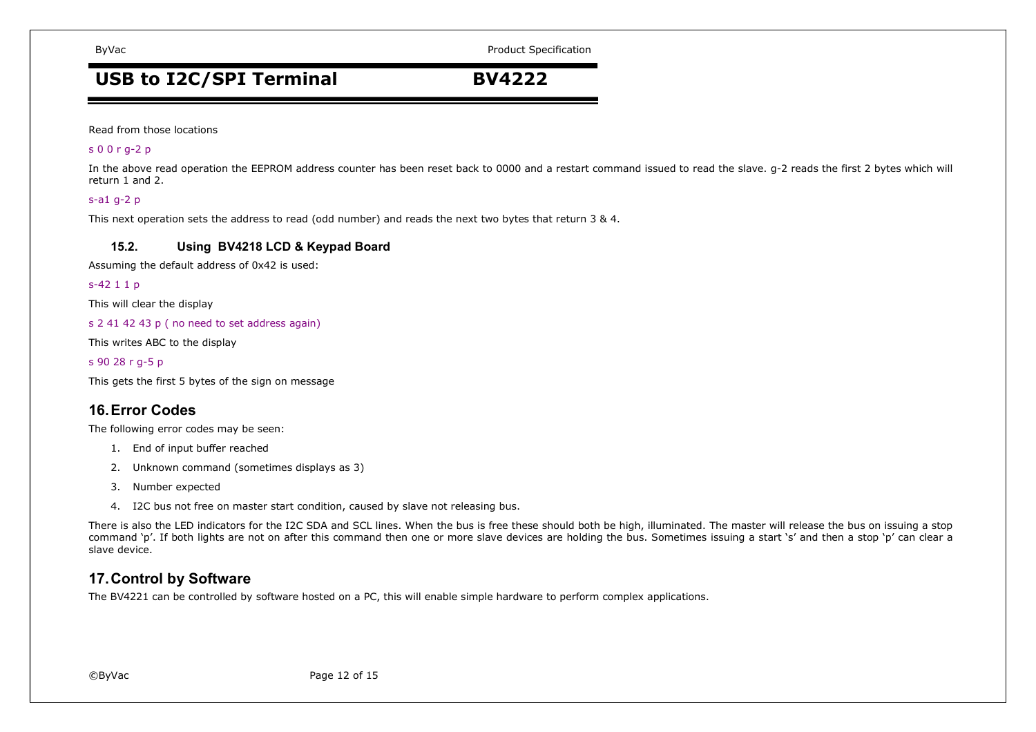Read from those locations

s 0 0 r g-2 p

In the above read operation the EEPROM address counter has been reset back to 0000 and a restart command issued to read the slave. g-2 reads the first 2 bytes which will return 1 and 2.

s-a1 g-2 p

This next operation sets the address to read (odd number) and reads the next two bytes that return 3 & 4.

### 15.2. Using BV4218 LCD & Keypad Board

Assuming the default address of 0x42 is used:

s-42 1 1 p

This will clear the display

s 2 41 42 43 p ( no need to set address again)

This writes ABC to the display

s 90 28 r g-5 p

This gets the first 5 bytes of the sign on message

## 16. Error Codes

The following error codes may be seen:

1. End of input buffer reached
2. Unknown command (sometimes displays as 3)
3. Number expected
4. I2C bus not free on master start condition, caused by slave not releasing bus.

There is also the LED indicators for the I2C SDA and SCL lines. When the bus is free these should both be high, illuminated. The master will release the bus on issuing a stop command 'p'. If both lights are not on after this command then one or more slave devices are holding the bus. Sometimes issuing a start 's' and then a stop 'p' can clear a slave device.

## 17. Control by Software

The BV4221 can be controlled by software hosted on a PC, this will enable simple hardware to perform complex applications.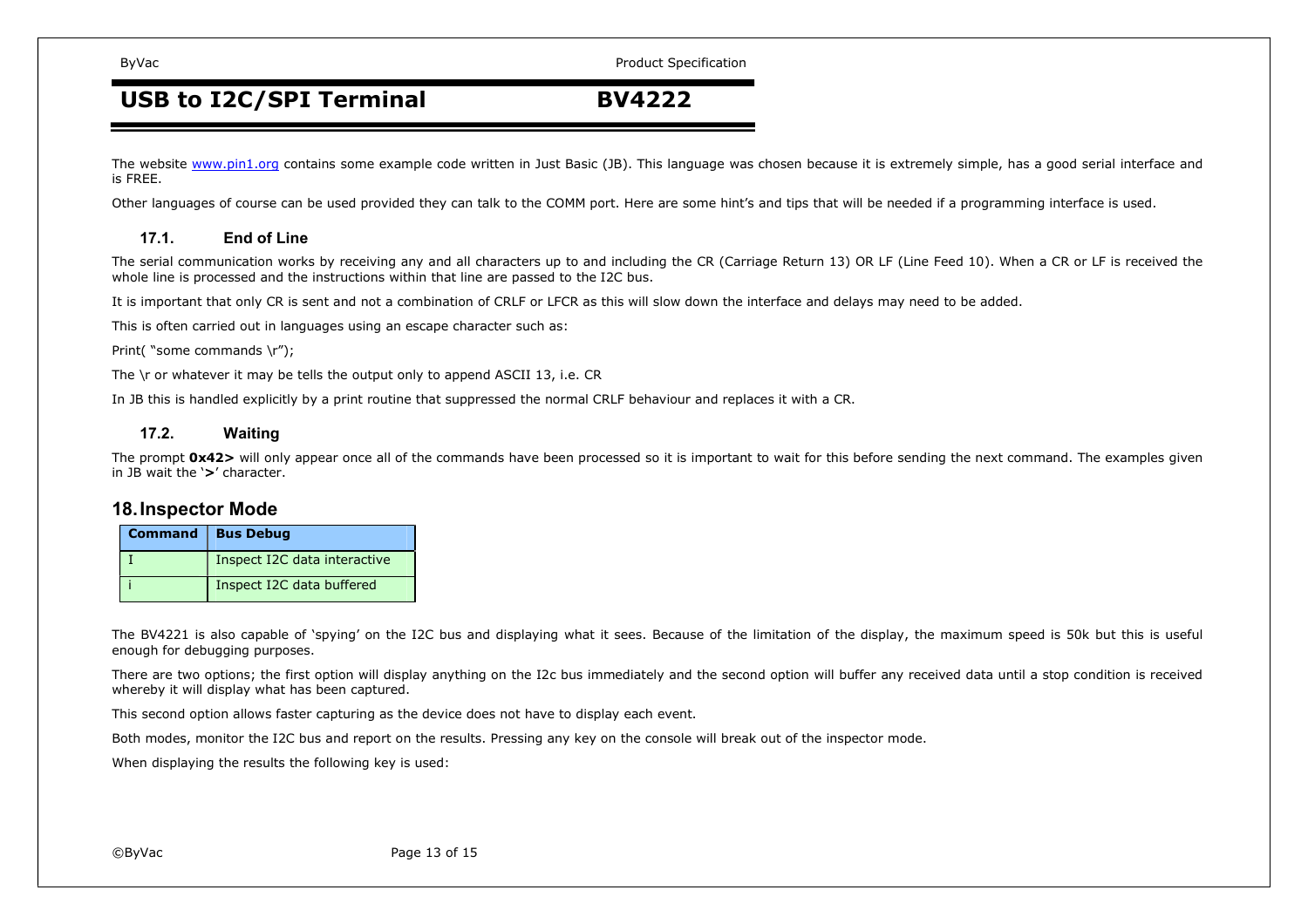The website www.pin1.org contains some example code written in Just Basic (JB). This language was chosen because it is extremely simple, has a good serial interface and is FREE.

Other languages of course can be used provided they can talk to the COMM port. Here are some hint's and tips that will be needed if a programming interface is used.

### 17.1. End of Line

The serial communication works by receiving any and all characters up to and including the CR (Carriage Return 13) OR LF (Line Feed 10). When a CR or LF is received the whole line is processed and the instructions within that line are passed to the I2C bus.

It is important that only CR is sent and not a combination of CRLF or LFCR as this will slow down the interface and delays may need to be added.

This is often carried out in languages using an escape character such as:

Print( "some commands \r");

The \r or whatever it may be tells the output only to append ASCII 13, i.e. CR

In JB this is handled explicitly by a print routine that suppressed the normal CRLF behaviour and replaces it with a CR.

### 17.2. Waiting

The prompt **0x42>** will only appear once all of the commands have been processed so it is important to wait for this before sending the next command. The examples given in JB wait the '**>**' character.

## 18. Inspector Mode

| Command | Bus Debug |
|---|---|
| I | Inspect I2C data interactive |
| i | Inspect I2C data buffered |

The BV4221 is also capable of 'spying' on the I2C bus and displaying what it sees. Because of the limitation of the display, the maximum speed is 50k but this is useful enough for debugging purposes.

There are two options; the first option will display anything on the I2c bus immediately and the second option will buffer any received data until a stop condition is received whereby it will display what has been captured.

This second option allows faster capturing as the device does not have to display each event.

Both modes, monitor the I2C bus and report on the results. Pressing any key on the console will break out of the inspector mode.

When displaying the results the following key is used: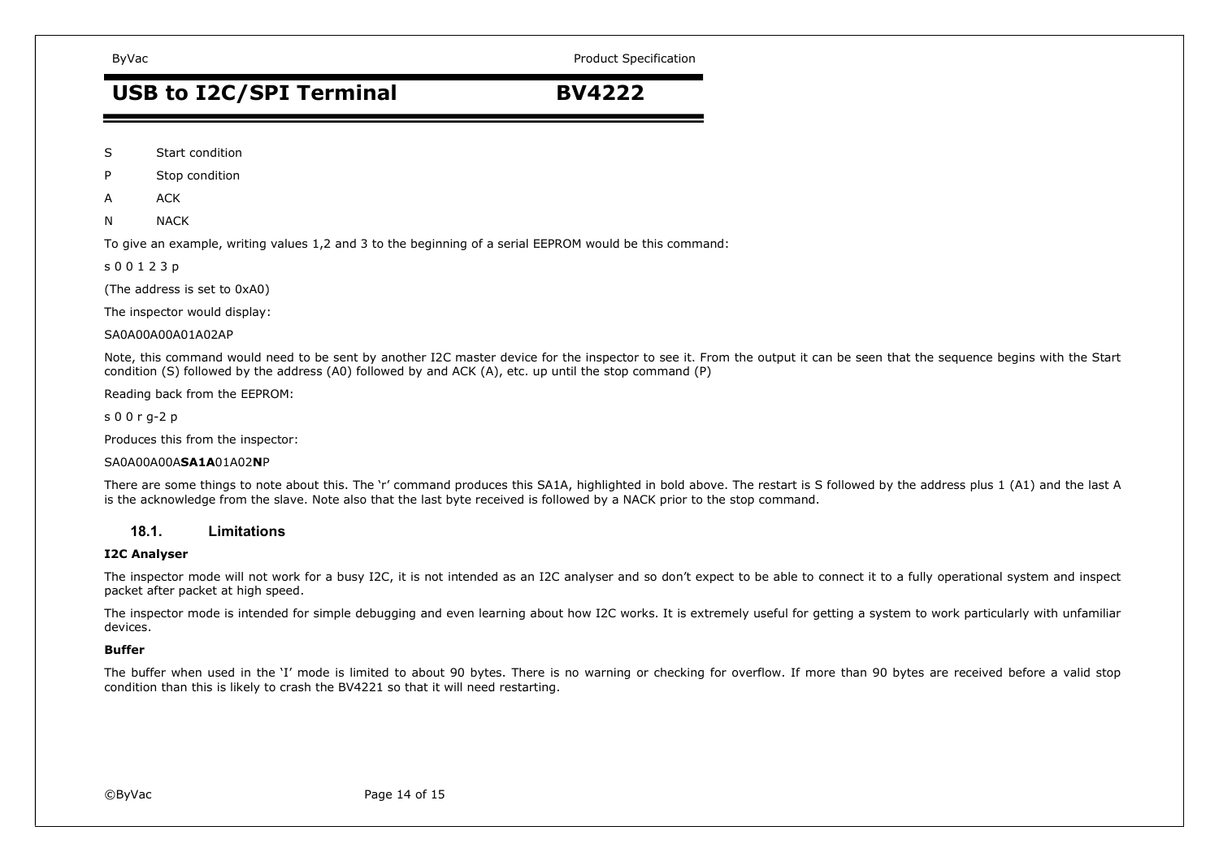S	Start condition

P	Stop condition

A	ACK

N	NACK

To give an example, writing values 1,2 and 3 to the beginning of a serial EEPROM would be this command:

s 0 0 1 2 3 p

(The address is set to 0xA0)

The inspector would display:

SA0A00A00A01A02AP

Note, this command would need to be sent by another I2C master device for the inspector to see it. From the output it can be seen that the sequence begins with the Start condition (S) followed by the address (A0) followed by and ACK (A), etc. up until the stop command (P)

Reading back from the EEPROM:

s 0 0 r g-2 p

Produces this from the inspector:

SA0A00A00A**SA1A**01A02**N**P

There are some things to note about this. The 'r' command produces this SA1A, highlighted in bold above. The restart is S followed by the address plus 1 (A1) and the last A is the acknowledge from the slave. Note also that the last byte received is followed by a NACK prior to the stop command.

### 18.1. Limitations

**I2C Analyser**

The inspector mode will not work for a busy I2C, it is not intended as an I2C analyser and so don't expect to be able to connect it to a fully operational system and inspect packet after packet at high speed.

The inspector mode is intended for simple debugging and even learning about how I2C works. It is extremely useful for getting a system to work particularly with unfamiliar devices.

**Buffer**

The buffer when used in the 'I' mode is limited to about 90 bytes. There is no warning or checking for overflow. If more than 90 bytes are received before a valid stop condition than this is likely to crash the BV4221 so that it will need restarting.